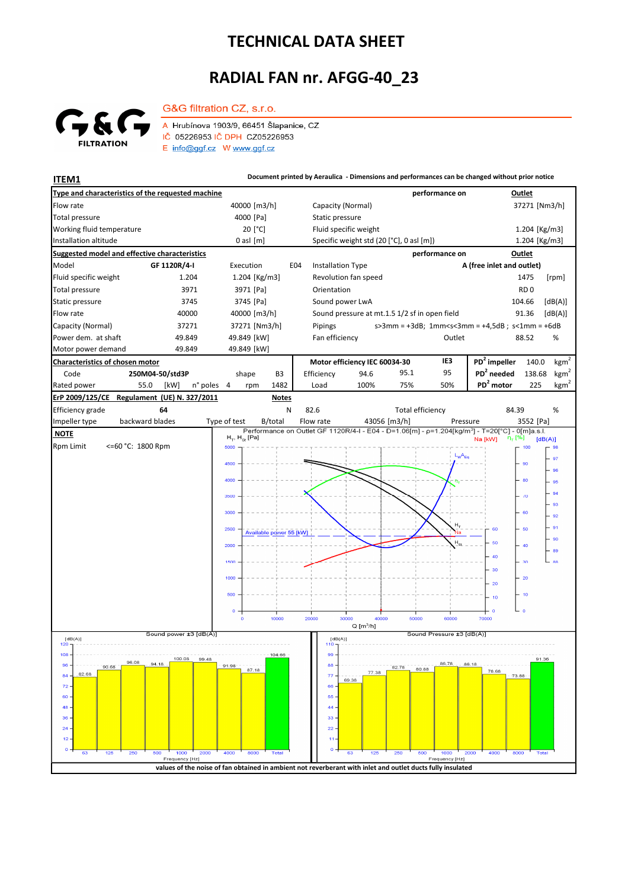# TECHNICAL DATA SHEET

# RADIAL FAN nr. AFGG-40_23

G&G FILTRATION

G&G filtration CZ, s.r.o.

A Hrubínova 1903/9, 66451 Šlapanice, CZ
IČ 05226953 IČ DPH CZ05226953
E info@ggf.cz W www.ggf.cz

**ITEM1**

**Document printed by Aeraulica - Dimensions and performances can be changed without prior notice**

| **Type and characteristics of the requested machine** | | | | **performance on** | **Outlet** |
|---|---|---|---|---|---|
| Flow rate | | 40000 [m3/h] | Capacity (Normal) | | 37271 [Nm3/h] |
| Total pressure | | 4000 [Pa] | Static pressure | | |
| Working fluid temperature | | 20 [°C] | Fluid specific weight | | 1.204 [Kg/m3] |
| Installation altitude | | 0 asl [m] | Specific weight std (20 [°C], 0 asl [m]) | | 1.204 [Kg/m3] |

| **Suggested model and effective characteristics** | | | | **performance on** | **Outlet** |
|---|---|---|---|---|---|
| Model | GF 1120R/4-I | Execution E04 | Installation Type | | A (free inlet and outlet) |
| Fluid specific weight | 1.204 | 1.204 [Kg/m3] | Revolution fan speed | | 1475 [rpm] |
| Total pressure | 3971 | 3971 [Pa] | Orientation | | RD 0 |
| Static pressure | 3745 | 3745 [Pa] | Sound power LwA | | 104.66 [dB(A)] |
| Flow rate | 40000 | 40000 [m3/h] | Sound pressure at mt.1.5 1/2 sf in open field | | 91.36 [dB(A)] |
| Capacity (Normal) | 37271 | 37271 [Nm3/h] | Pipings | | s>3mm = +3dB; 1mm<s<3mm = +4,5dB ; s<1mm = +6dB |
| Power dem. at shaft | 49.849 | 49.849 [kW] | Fan efficiency | Outlet | 88.52 % |
| Motor power demand | 49.849 | 49.849 [kW] | | | |

| **Characteristics of chosen motor** | | | | **Motor efficiency IEC 60034-30** | | | IE3 | **$PD^2$ impeller** | 140.0 | $kgm^2$ |
|---|---|---|---|---|---|---|---|---|---|---|
| Code | 250M04-50/std3P | shape | B3 | Efficiency | 94.6 | 95.1 | 95 | **$PD^2$ needed** | 138.68 | $kgm^2$ |
| Rated power | 55.0 [kW] | n° poles 4 | rpm 1482 | Load | 100% | 75% | 50% | **$PD^2$ motor** | 225 | $kgm^2$ |

| **ErP 2009/125/CE Regulament (UE) N. 327/2011** | | **Notes** | | | |
|---|---|---|---|---|---|
| Efficiency grade | 64 | N | 82.6 | Total efficiency | 84.39 % |
| Impeller type | backward blades | Type of test B/total | Flow rate 43056 [m3/h] | Pressure | 3552 [Pa] |

**NOTE**

Rpm Limit <=60 °C: 1800 Rpm

Performance on Outlet GF 1120R/4-I - E04 - D=1.06[m] - ρ=1.204[kg/m³] - T=20[°C] - 0[m]a.s.l.

Sound power ±3 [dB(A)]

| 63 | 125 | 250 | 500 | 1000 | 2000 | 4000 | 8000 | Total |
|---|---|---|---|---|---|---|---|---|
| 82.68 | 90.68 | 96.08 | 94.18 | 100.08 | 99.48 | 91.98 | 87.18 | 104.66 |

Sound Pressure ±3 [dB(A)]

| 63 | 125 | 250 | 500 | 1000 | 2000 | 4000 | 8000 | Total |
|---|---|---|---|---|---|---|---|---|
| 69.38 | 77.38 | 82.78 | 80.88 | 86.78 | 86.18 | 78.68 | 73.88 | 91.36 |

**values of the noise of fan obtained in ambient not reverberant with inlet and outlet ducts fully insulated**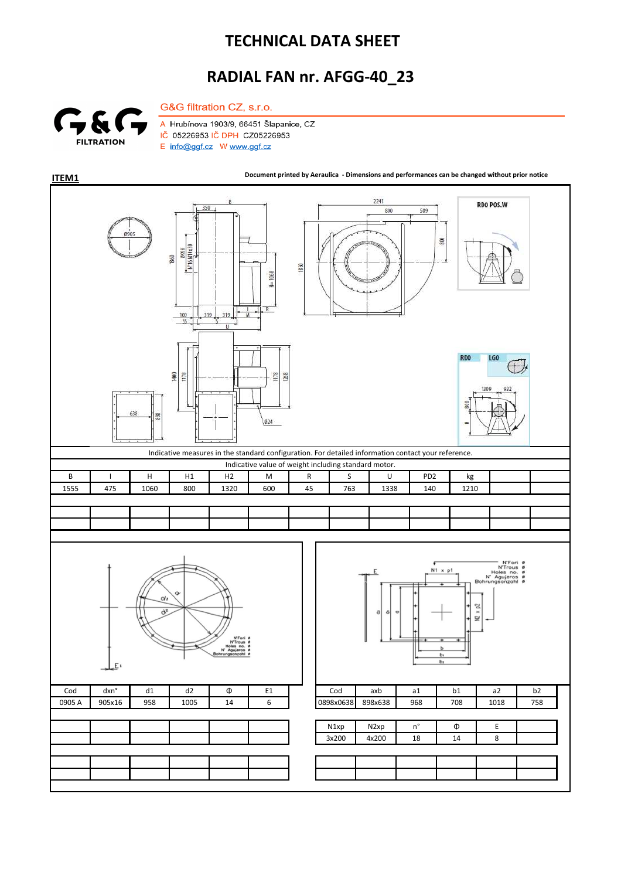# TECHNICAL DATA SHEET

## RADIAL FAN nr. AFGG-40_23

G&G filtration CZ, s.r.o.

A Hrubínova 1903/9, 66451 Šlapanice, CZ
IČ 05226953 IČ DPH CZ05226953
E info@ggf.cz W www.ggf.cz

**ITEM1**

**Document printed by Aeraulica - Dimensions and performances can be changed without prior notice**

Ø905

350
B
1860
Ø958
N°16 M10x30
H=1060
100
55
319
319
S
U
I
M
R

2241
800
509
800
1860

RD0 POS.W

1400
1178
1178
1268
638
898
Ø24

RD0
LG0
1309
932
800
H

Indicative measures in the standard configuration. For detailed information contact your reference.

Indicative value of weight including standard motor.

| B | I | H | H1 | H2 | M | R | S | U | PD2 | kg | | |
|---|---|---|---|---|---|---|---|---|---|---|---|---|
| 1555 | 475 | 1060 | 800 | 1320 | 600 | 45 | 763 | 1338 | 140 | 1210 | | |

d1
d2
N°Fori ø
N°Trous ø
Holes no. ø
N° Agujeros ø
Bohrungsanzahl ø
E1

E
N1 x p1
N°Fori ø
N°Trous ø
Holes no. ø
N° Agujeros ø
Bohrungsanzahl ø
a2
a1
a
N2 x p2
b
b1
b2

| Cod | dxn° | d1 | d2 | Φ | E1 |
|---|---|---|---|---|---|
| 0905 A | 905x16 | 958 | 1005 | 14 | 6 |

| Cod | axb | a1 | b1 | a2 | b2 |
|---|---|---|---|---|---|
| 0898x0638 | 898x638 | 968 | 708 | 1018 | 758 |

| N1xp | N2xp | n° | Φ | E | |
|---|---|---|---|---|---|
| 3x200 | 4x200 | 18 | 14 | 8 | |